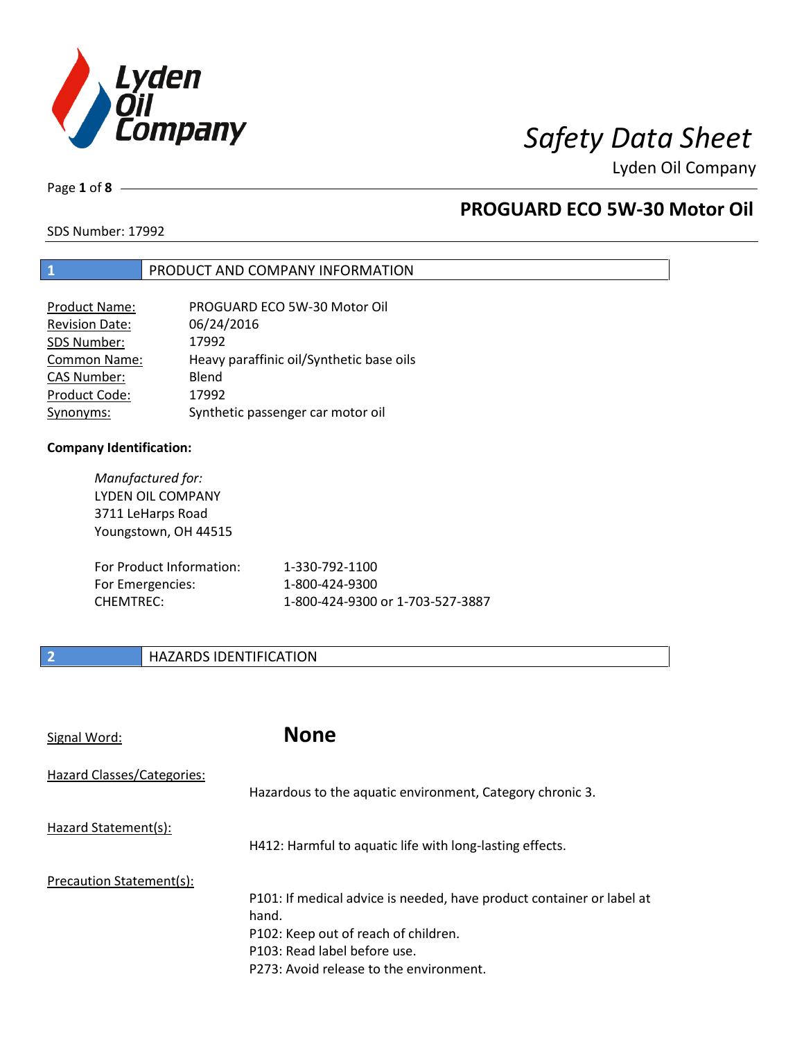# Safety Data Sheet

Lyden Oil Company

## PROGUARD ECO 5W-30 Motor Oil

SDS Number: 17992

## 1 PRODUCT AND COMPANY INFORMATION

| | |
|---|---|
| Product Name: | PROGUARD ECO 5W-30 Motor Oil |
| Revision Date: | 06/24/2016 |
| SDS Number: | 17992 |
| Common Name: | Heavy paraffinic oil/Synthetic base oils |
| CAS Number: | Blend |
| Product Code: | 17992 |
| Synonyms: | Synthetic passenger car motor oil |

**Company Identification:**

*Manufactured for:*
LYDEN OIL COMPANY
3711 LeHarps Road
Youngstown, OH 44515

| | |
|---|---|
| For Product Information: | 1-330-792-1100 |
| For Emergencies: | 1-800-424-9300 |
| CHEMTREC: | 1-800-424-9300 or 1-703-527-3887 |

## 2 HAZARDS IDENTIFICATION

Signal Word: **None**

Hazard Classes/Categories:
Hazardous to the aquatic environment, Category chronic 3.

Hazard Statement(s):
H412: Harmful to aquatic life with long-lasting effects.

Precaution Statement(s):
P101: If medical advice is needed, have product container or label at hand.
P102: Keep out of reach of children.
P103: Read label before use.
P273: Avoid release to the environment.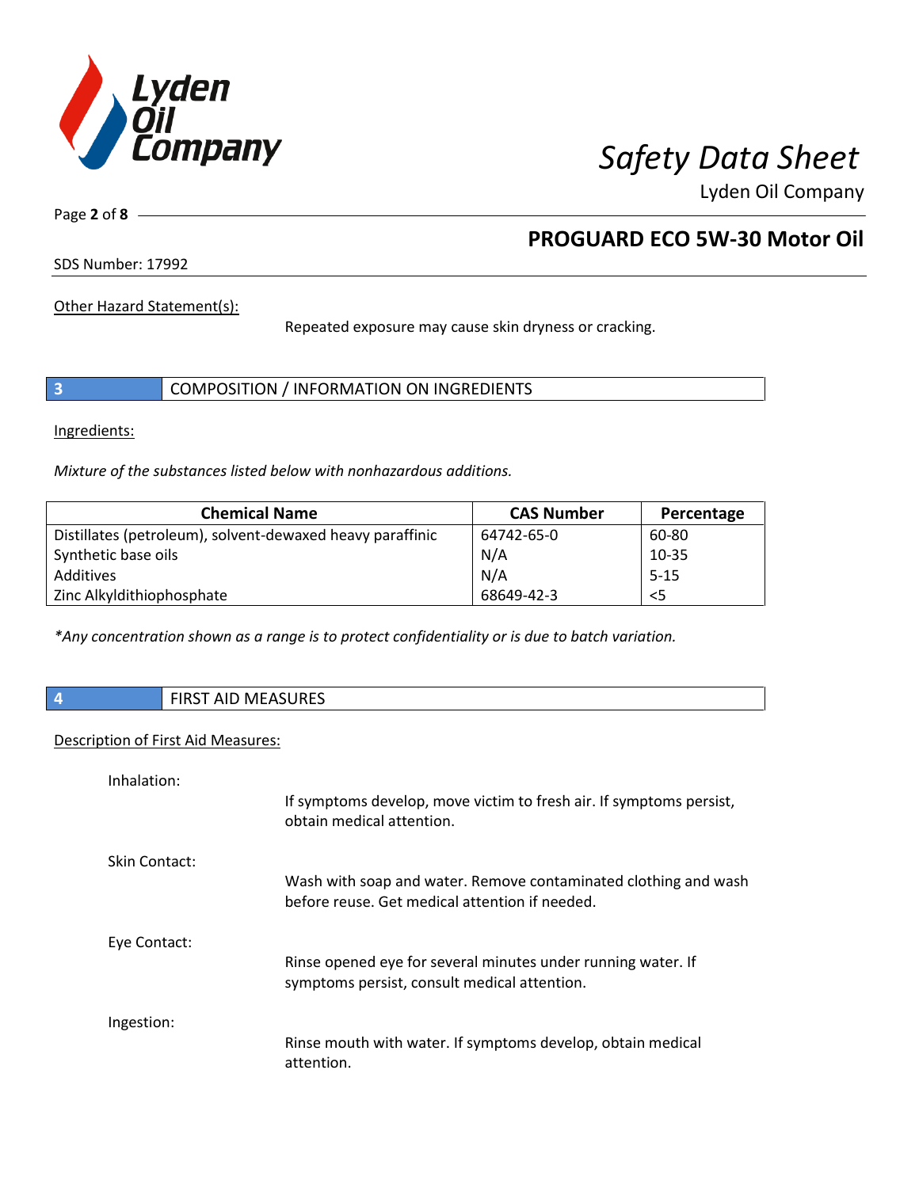Other Hazard Statement(s):

Repeated exposure may cause skin dryness or cracking.

## 3 COMPOSITION / INFORMATION ON INGREDIENTS

Ingredients:

*Mixture of the substances listed below with nonhazardous additions.*

| Chemical Name | CAS Number | Percentage |
|---|---|---|
| Distillates (petroleum), solvent-dewaxed heavy paraffinic | 64742-65-0 | 60-80 |
| Synthetic base oils | N/A | 10-35 |
| Additives | N/A | 5-15 |
| Zinc Alkyldithiophosphate | 68649-42-3 | <5 |

*\*Any concentration shown as a range is to protect confidentiality or is due to batch variation.*

## 4 FIRST AID MEASURES

Description of First Aid Measures:

Inhalation:

If symptoms develop, move victim to fresh air. If symptoms persist, obtain medical attention.

Skin Contact:

Wash with soap and water. Remove contaminated clothing and wash before reuse. Get medical attention if needed.

Eye Contact:

Rinse opened eye for several minutes under running water. If symptoms persist, consult medical attention.

Ingestion:

Rinse mouth with water. If symptoms develop, obtain medical attention.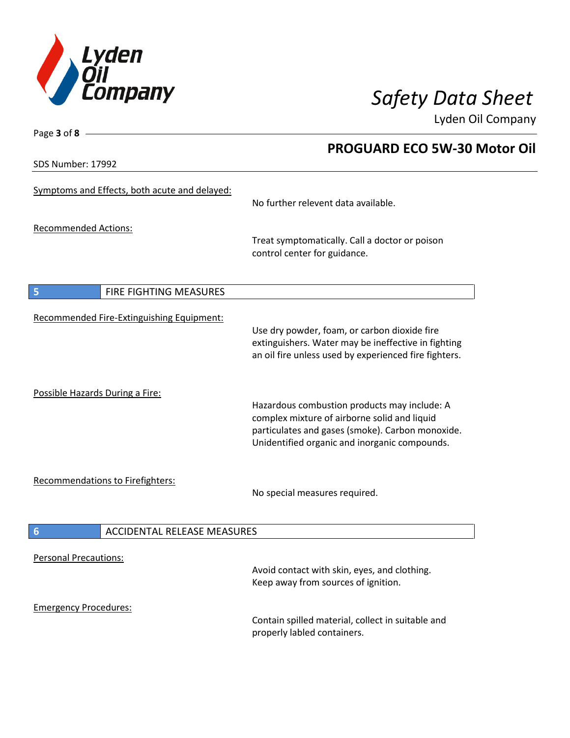Symptoms and Effects, both acute and delayed:

No further relevent data available.

Recommended Actions:

Treat symptomatically. Call a doctor or poison control center for guidance.

## 5 FIRE FIGHTING MEASURES

Recommended Fire-Extinguishing Equipment:

Use dry powder, foam, or carbon dioxide fire extinguishers. Water may be ineffective in fighting an oil fire unless used by experienced fire fighters.

Possible Hazards During a Fire:

Hazardous combustion products may include: A complex mixture of airborne solid and liquid particulates and gases (smoke). Carbon monoxide. Unidentified organic and inorganic compounds.

Recommendations to Firefighters:

No special measures required.

## 6 ACCIDENTAL RELEASE MEASURES

Personal Precautions:

Avoid contact with skin, eyes, and clothing. Keep away from sources of ignition.

Emergency Procedures:

Contain spilled material, collect in suitable and properly labled containers.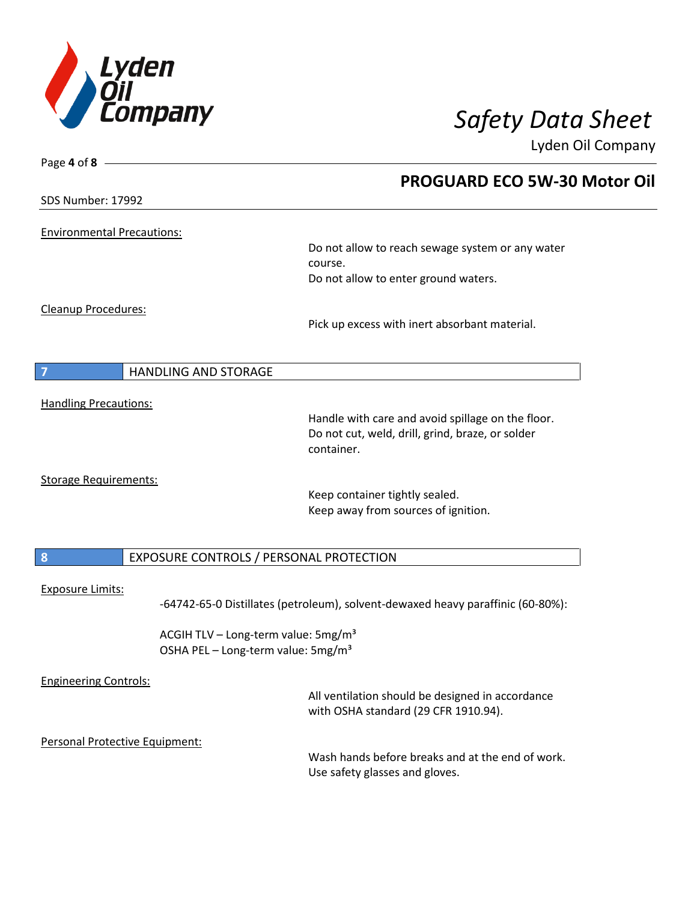Environmental Precautions:

Do not allow to reach sewage system or any water course.
Do not allow to enter ground waters.

Cleanup Procedures:

Pick up excess with inert absorbant material.

## 7 HANDLING AND STORAGE

Handling Precautions:

Handle with care and avoid spillage on the floor.
Do not cut, weld, drill, grind, braze, or solder container.

Storage Requirements:

Keep container tightly sealed.
Keep away from sources of ignition.

## 8 EXPOSURE CONTROLS / PERSONAL PROTECTION

Exposure Limits:

-64742-65-0 Distillates (petroleum), solvent-dewaxed heavy paraffinic (60-80%):

ACGIH TLV – Long-term value: $5mg/m^3$
OSHA PEL – Long-term value: $5mg/m^3$

Engineering Controls:

All ventilation should be designed in accordance with OSHA standard (29 CFR 1910.94).

Personal Protective Equipment:

Wash hands before breaks and at the end of work.
Use safety glasses and gloves.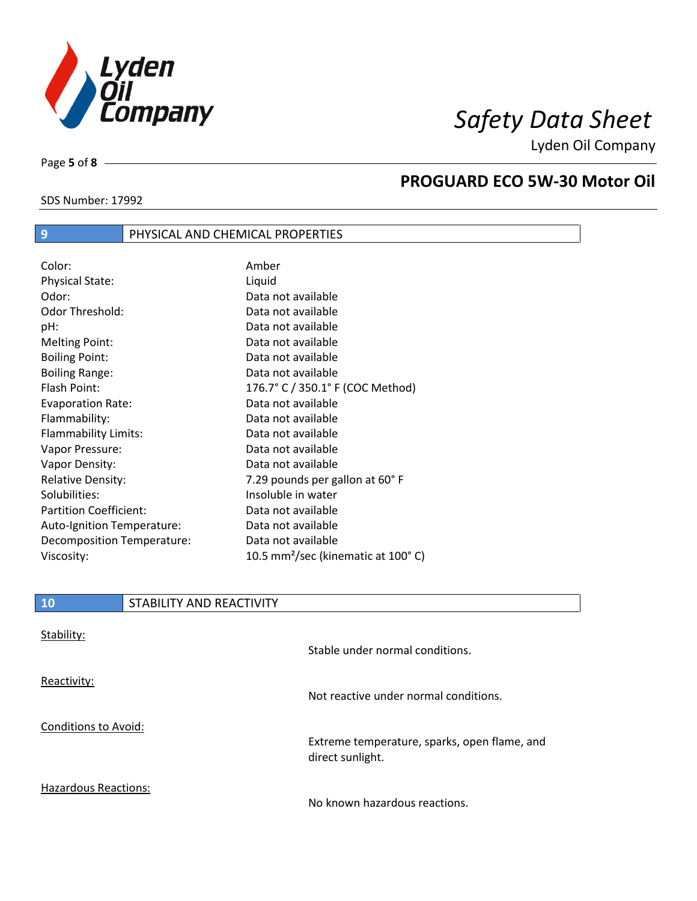## 9 PHYSICAL AND CHEMICAL PROPERTIES

| | |
|---|---|
| Color: | Amber |
| Physical State: | Liquid |
| Odor: | Data not available |
| Odor Threshold: | Data not available |
| pH: | Data not available |
| Melting Point: | Data not available |
| Boiling Point: | Data not available |
| Boiling Range: | Data not available |
| Flash Point: | 176.7° C / 350.1° F (COC Method) |
| Evaporation Rate: | Data not available |
| Flammability: | Data not available |
| Flammability Limits: | Data not available |
| Vapor Pressure: | Data not available |
| Vapor Density: | Data not available |
| Relative Density: | 7.29 pounds per gallon at 60° F |
| Solubilities: | Insoluble in water |
| Partition Coefficient: | Data not available |
| Auto-Ignition Temperature: | Data not available |
| Decomposition Temperature: | Data not available |
| Viscosity: | 10.5 $mm^2$/sec (kinematic at 100° C) |

## 10 STABILITY AND REACTIVITY

Stability:

Stable under normal conditions.

Reactivity:

Not reactive under normal conditions.

Conditions to Avoid:

Extreme temperature, sparks, open flame, and direct sunlight.

Hazardous Reactions:

No known hazardous reactions.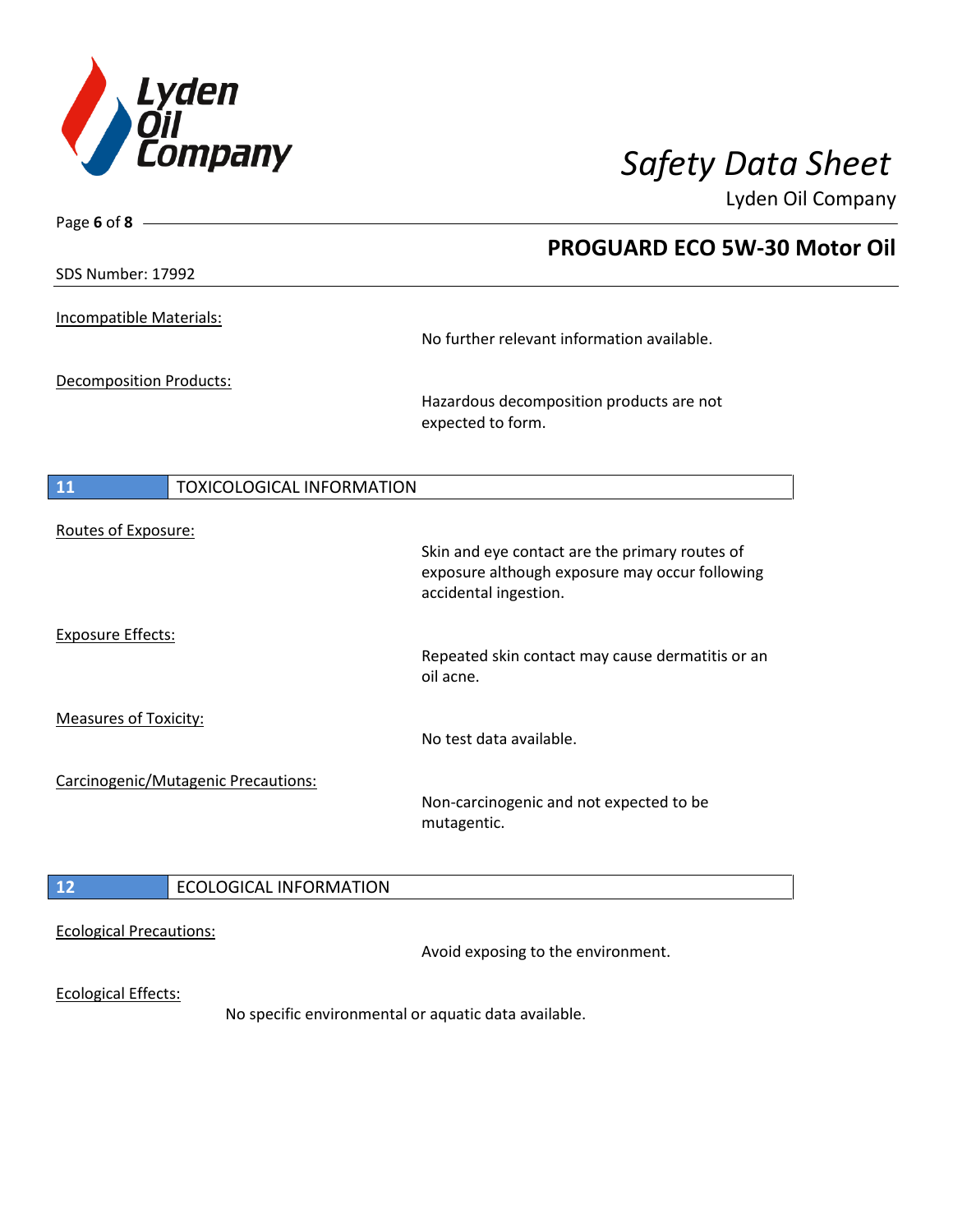Incompatible Materials:

No further relevant information available.

Decomposition Products:

Hazardous decomposition products are not expected to form.

## 11 TOXICOLOGICAL INFORMATION

Routes of Exposure:

Skin and eye contact are the primary routes of exposure although exposure may occur following accidental ingestion.

Exposure Effects:

Repeated skin contact may cause dermatitis or an oil acne.

Measures of Toxicity:

No test data available.

Carcinogenic/Mutagenic Precautions:

Non-carcinogenic and not expected to be mutagentic.

## 12 ECOLOGICAL INFORMATION

Ecological Precautions:

Avoid exposing to the environment.

Ecological Effects:

No specific environmental or aquatic data available.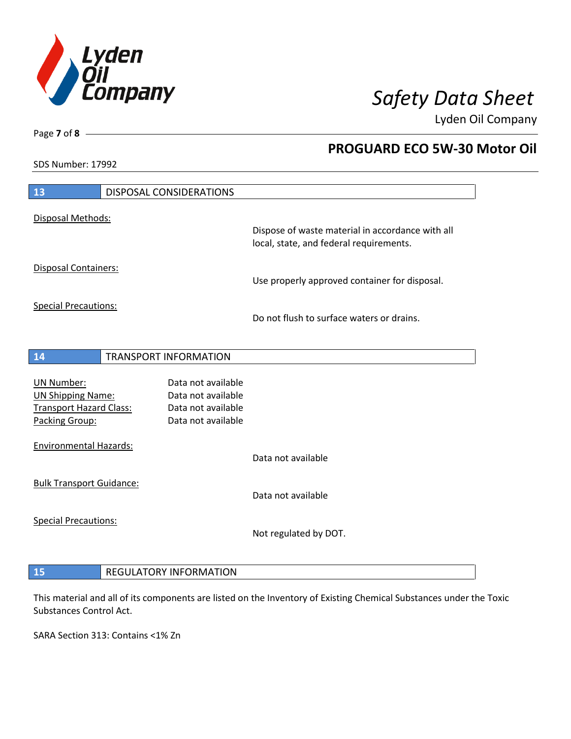## 13 DISPOSAL CONSIDERATIONS

Disposal Methods:

Dispose of waste material in accordance with all local, state, and federal requirements.

Disposal Containers:

Use properly approved container for disposal.

Special Precautions:

Do not flush to surface waters or drains.

## 14 TRANSPORT INFORMATION

| | |
|---|---|
| UN Number: | Data not available |
| UN Shipping Name: | Data not available |
| Transport Hazard Class: | Data not available |
| Packing Group: | Data not available |

Environmental Hazards:

Data not available

Bulk Transport Guidance:

Data not available

Special Precautions:

Not regulated by DOT.

## 15 REGULATORY INFORMATION

This material and all of its components are listed on the Inventory of Existing Chemical Substances under the Toxic Substances Control Act.

SARA Section 313: Contains <1% Zn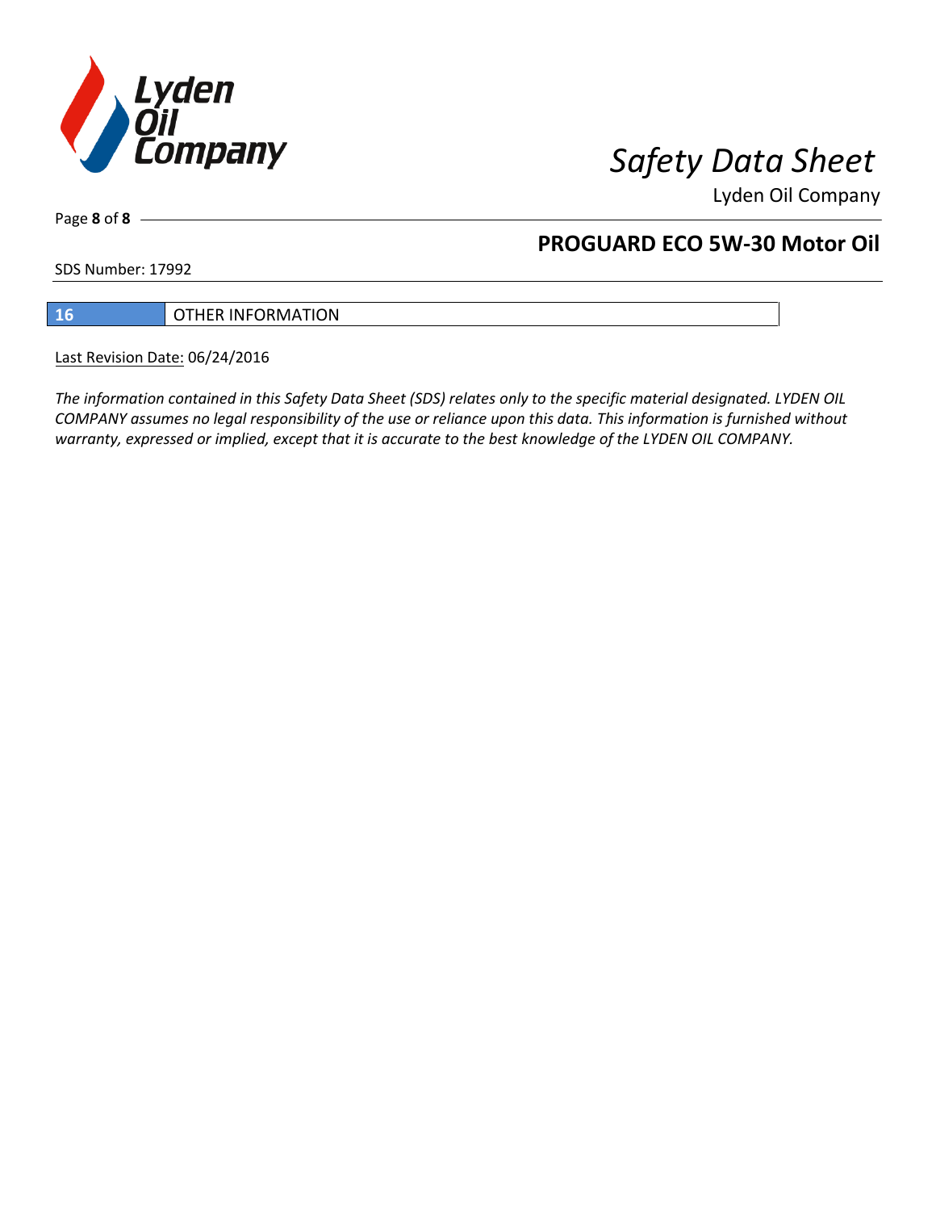## 16 OTHER INFORMATION

Last Revision Date: 06/24/2016

*The information contained in this Safety Data Sheet (SDS) relates only to the specific material designated. LYDEN OIL COMPANY assumes no legal responsibility of the use or reliance upon this data. This information is furnished without warranty, expressed or implied, except that it is accurate to the best knowledge of the LYDEN OIL COMPANY.*